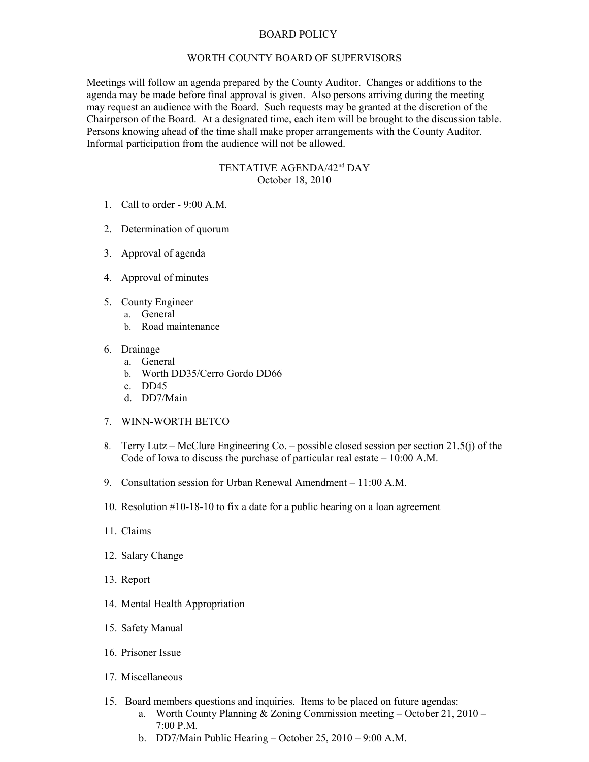# BOARD POLICY

## WORTH COUNTY BOARD OF SUPERVISORS

Meetings will follow an agenda prepared by the County Auditor. Changes or additions to the agenda may be made before final approval is given. Also persons arriving during the meeting may request an audience with the Board. Such requests may be granted at the discretion of the Chairperson of the Board. At a designated time, each item will be brought to the discussion table. Persons knowing ahead of the time shall make proper arrangements with the County Auditor. Informal participation from the audience will not be allowed.

### TENTATIVE AGENDA/42nd DAY
October 18, 2010

1. Call to order - 9:00 A.M.

2. Determination of quorum

3. Approval of agenda

4. Approval of minutes

5. County Engineer
   a. General
   b. Road maintenance

6. Drainage
   a. General
   b. Worth DD35/Cerro Gordo DD66
   c. DD45
   d. DD7/Main

7. WINN-WORTH BETCO

8. Terry Lutz – McClure Engineering Co. – possible closed session per section 21.5(j) of the Code of Iowa to discuss the purchase of particular real estate – 10:00 A.M.

9. Consultation session for Urban Renewal Amendment – 11:00 A.M.

10. Resolution #10-18-10 to fix a date for a public hearing on a loan agreement

11. Claims

12. Salary Change

13. Report

14. Mental Health Appropriation

15. Safety Manual

16. Prisoner Issue

17. Miscellaneous

15. Board members questions and inquiries. Items to be placed on future agendas:
    a. Worth County Planning & Zoning Commission meeting – October 21, 2010 – 7:00 P.M.
    b. DD7/Main Public Hearing – October 25, 2010 – 9:00 A.M.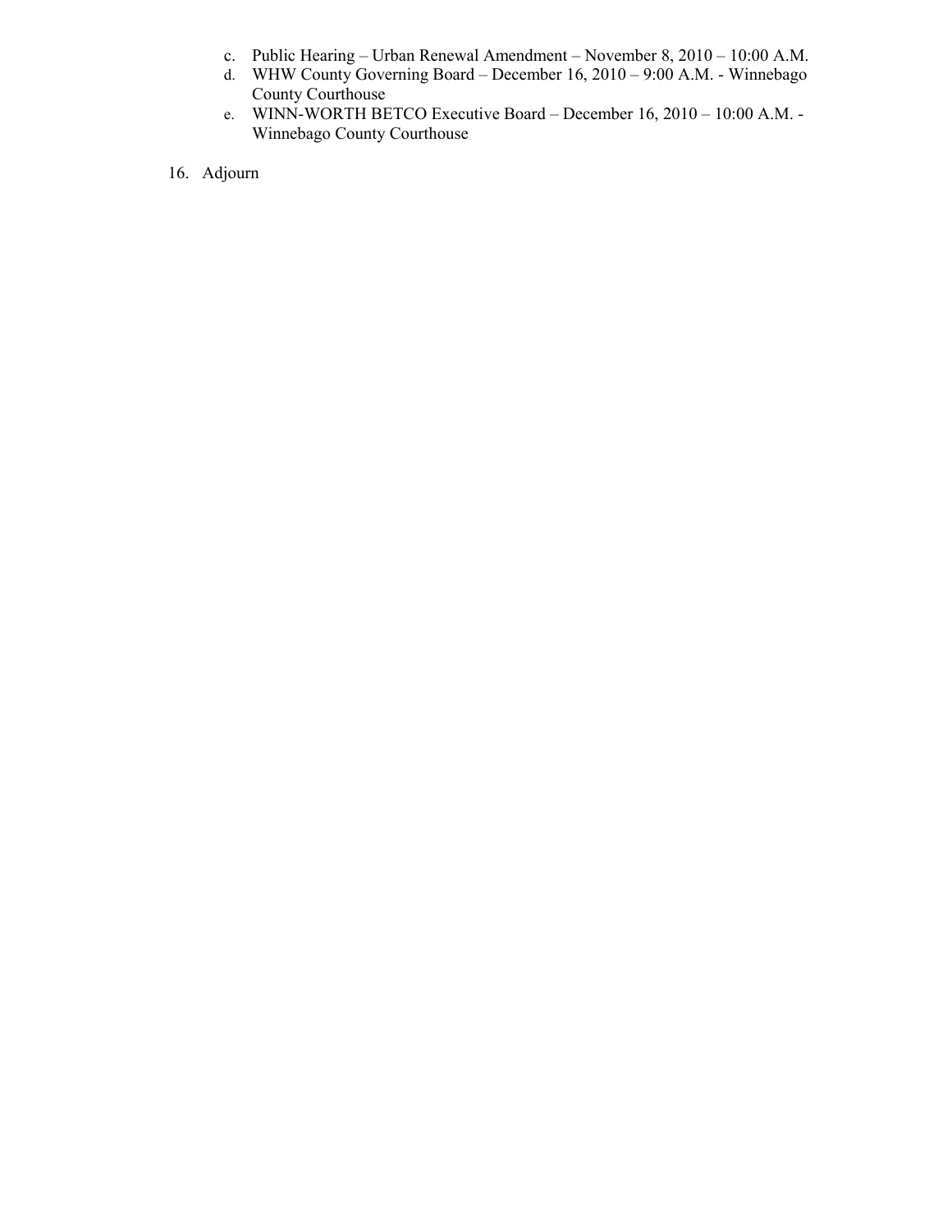c. Public Hearing – Urban Renewal Amendment – November 8, 2010 – 10:00 A.M.
d. WHW County Governing Board – December 16, 2010 – 9:00 A.M. - Winnebago County Courthouse
e. WINN-WORTH BETCO Executive Board – December 16, 2010 – 10:00 A.M. - Winnebago County Courthouse

16. Adjourn